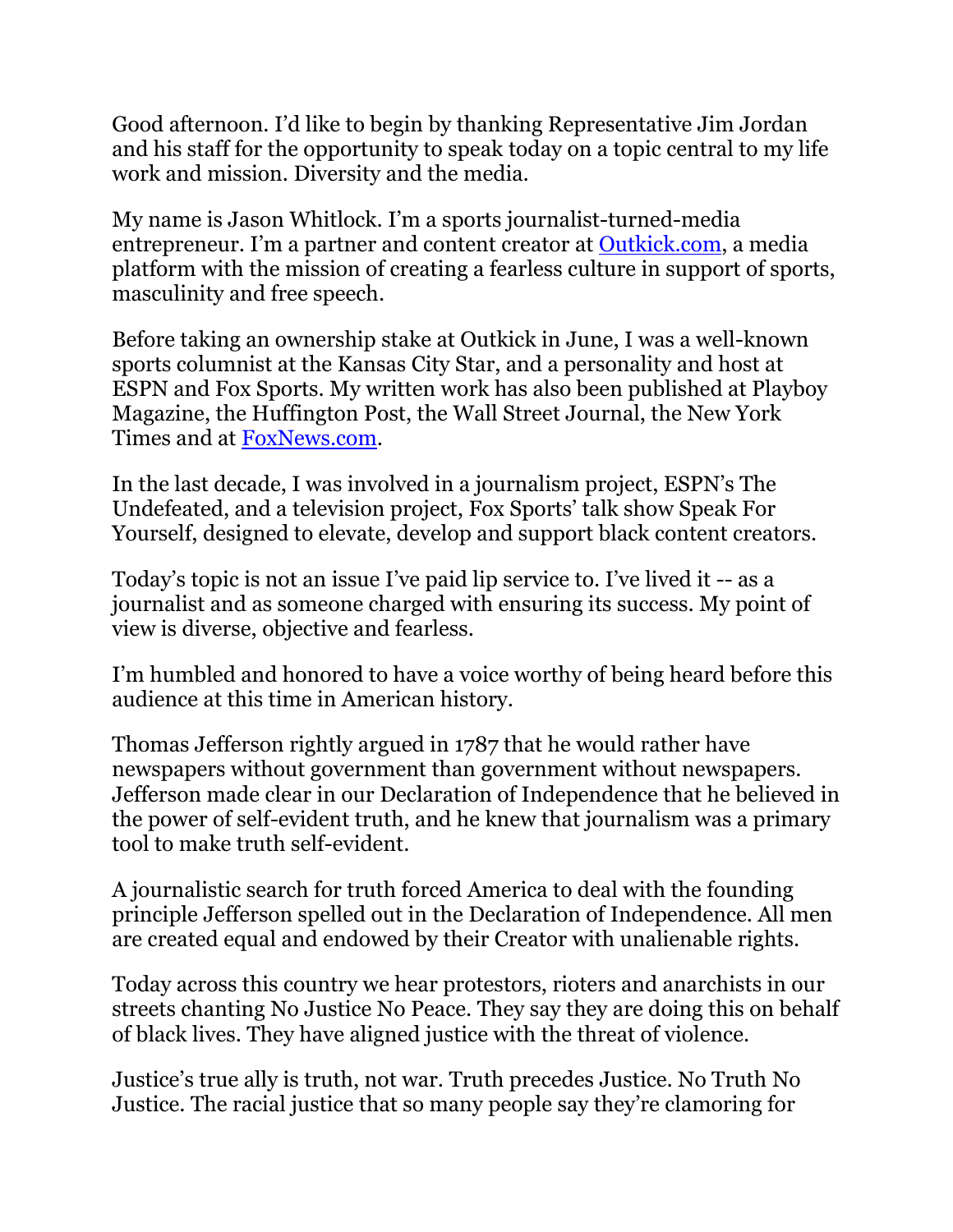Good afternoon. I'd like to begin by thanking Representative Jim Jordan and his staff for the opportunity to speak today on a topic central to my life work and mission. Diversity and the media.

My name is Jason Whitlock. I'm a sports journalist-turned-media entrepreneur. I'm a partner and content creator at [Outkick.com](https://Outkick.com), a media platform with the mission of creating a fearless culture in support of sports, masculinity and free speech.

Before taking an ownership stake at Outkick in June, I was a well-known sports columnist at the Kansas City Star, and a personality and host at ESPN and Fox Sports. My written work has also been published at Playboy Magazine, the Huffington Post, the Wall Street Journal, the New York Times and at [FoxNews.com](https://FoxNews.com).

In the last decade, I was involved in a journalism project, ESPN's The Undefeated, and a television project, Fox Sports' talk show Speak For Yourself, designed to elevate, develop and support black content creators.

Today's topic is not an issue I've paid lip service to. I've lived it -- as a journalist and as someone charged with ensuring its success. My point of view is diverse, objective and fearless.

I'm humbled and honored to have a voice worthy of being heard before this audience at this time in American history.

Thomas Jefferson rightly argued in 1787 that he would rather have newspapers without government than government without newspapers. Jefferson made clear in our Declaration of Independence that he believed in the power of self-evident truth, and he knew that journalism was a primary tool to make truth self-evident.

A journalistic search for truth forced America to deal with the founding principle Jefferson spelled out in the Declaration of Independence. All men are created equal and endowed by their Creator with unalienable rights.

Today across this country we hear protestors, rioters and anarchists in our streets chanting No Justice No Peace. They say they are doing this on behalf of black lives. They have aligned justice with the threat of violence.

Justice's true ally is truth, not war. Truth precedes Justice. No Truth No Justice. The racial justice that so many people say they're clamoring for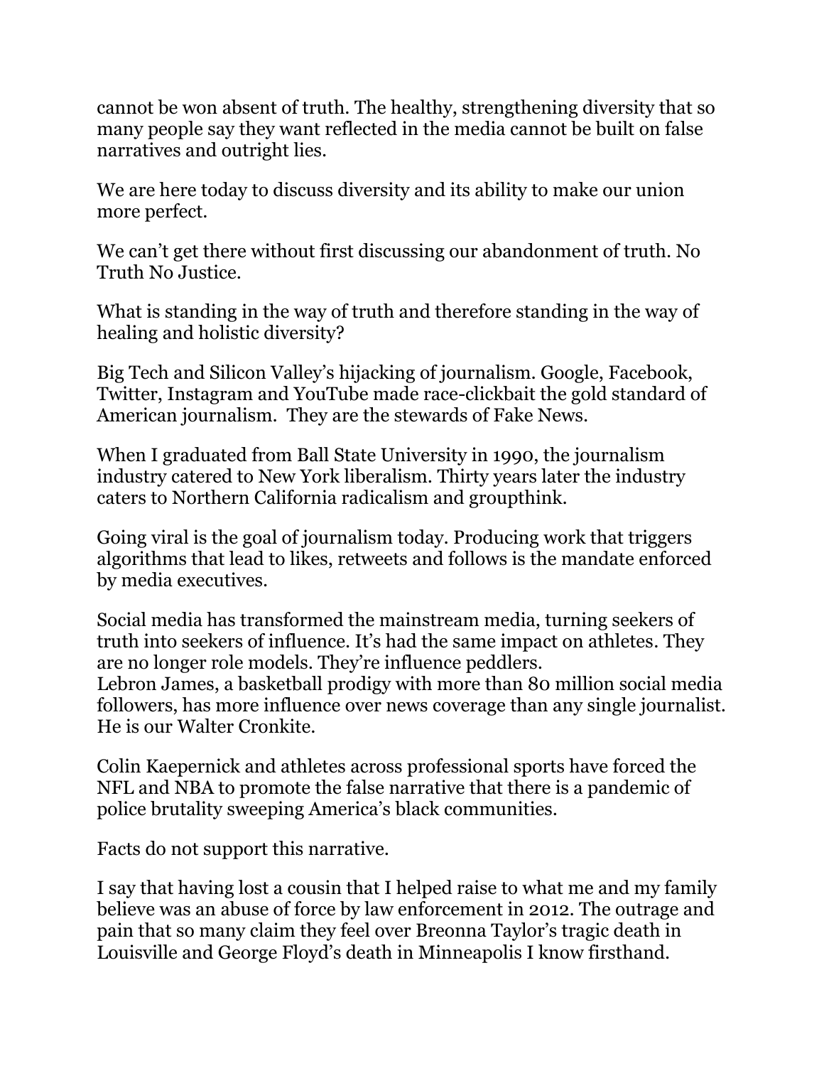cannot be won absent of truth. The healthy, strengthening diversity that so many people say they want reflected in the media cannot be built on false narratives and outright lies.

We are here today to discuss diversity and its ability to make our union more perfect.

We can't get there without first discussing our abandonment of truth. No Truth No Justice.

What is standing in the way of truth and therefore standing in the way of healing and holistic diversity?

Big Tech and Silicon Valley's hijacking of journalism. Google, Facebook, Twitter, Instagram and YouTube made race-clickbait the gold standard of American journalism. They are the stewards of Fake News.

When I graduated from Ball State University in 1990, the journalism industry catered to New York liberalism. Thirty years later the industry caters to Northern California radicalism and groupthink.

Going viral is the goal of journalism today. Producing work that triggers algorithms that lead to likes, retweets and follows is the mandate enforced by media executives.

Social media has transformed the mainstream media, turning seekers of truth into seekers of influence. It's had the same impact on athletes. They are no longer role models. They're influence peddlers.
Lebron James, a basketball prodigy with more than 80 million social media followers, has more influence over news coverage than any single journalist. He is our Walter Cronkite.

Colin Kaepernick and athletes across professional sports have forced the NFL and NBA to promote the false narrative that there is a pandemic of police brutality sweeping America's black communities.

Facts do not support this narrative.

I say that having lost a cousin that I helped raise to what me and my family believe was an abuse of force by law enforcement in 2012. The outrage and pain that so many claim they feel over Breonna Taylor's tragic death in Louisville and George Floyd's death in Minneapolis I know firsthand.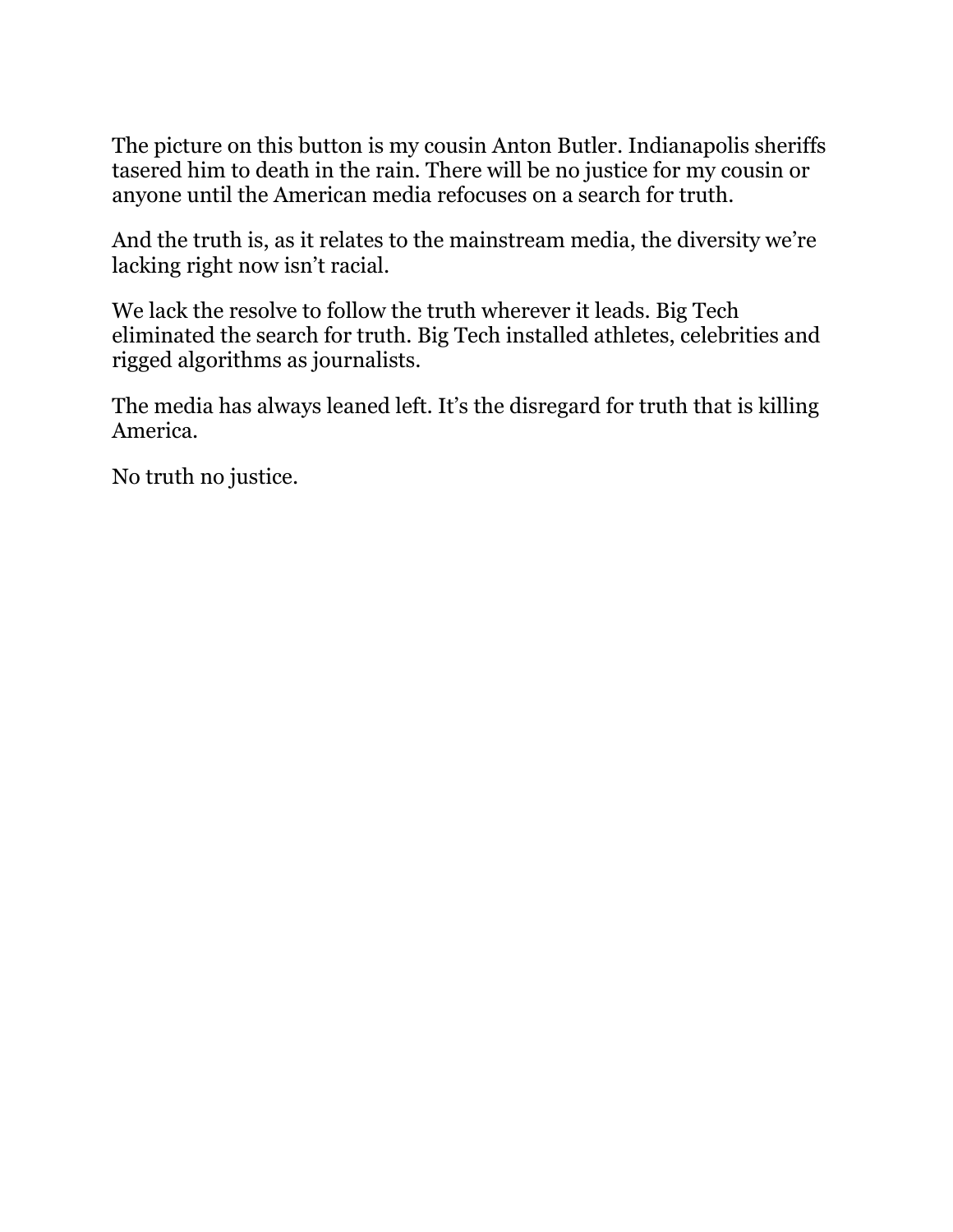The picture on this button is my cousin Anton Butler. Indianapolis sheriffs tasered him to death in the rain. There will be no justice for my cousin or anyone until the American media refocuses on a search for truth.

And the truth is, as it relates to the mainstream media, the diversity we're lacking right now isn't racial.

We lack the resolve to follow the truth wherever it leads. Big Tech eliminated the search for truth. Big Tech installed athletes, celebrities and rigged algorithms as journalists.

The media has always leaned left. It's the disregard for truth that is killing America.

No truth no justice.